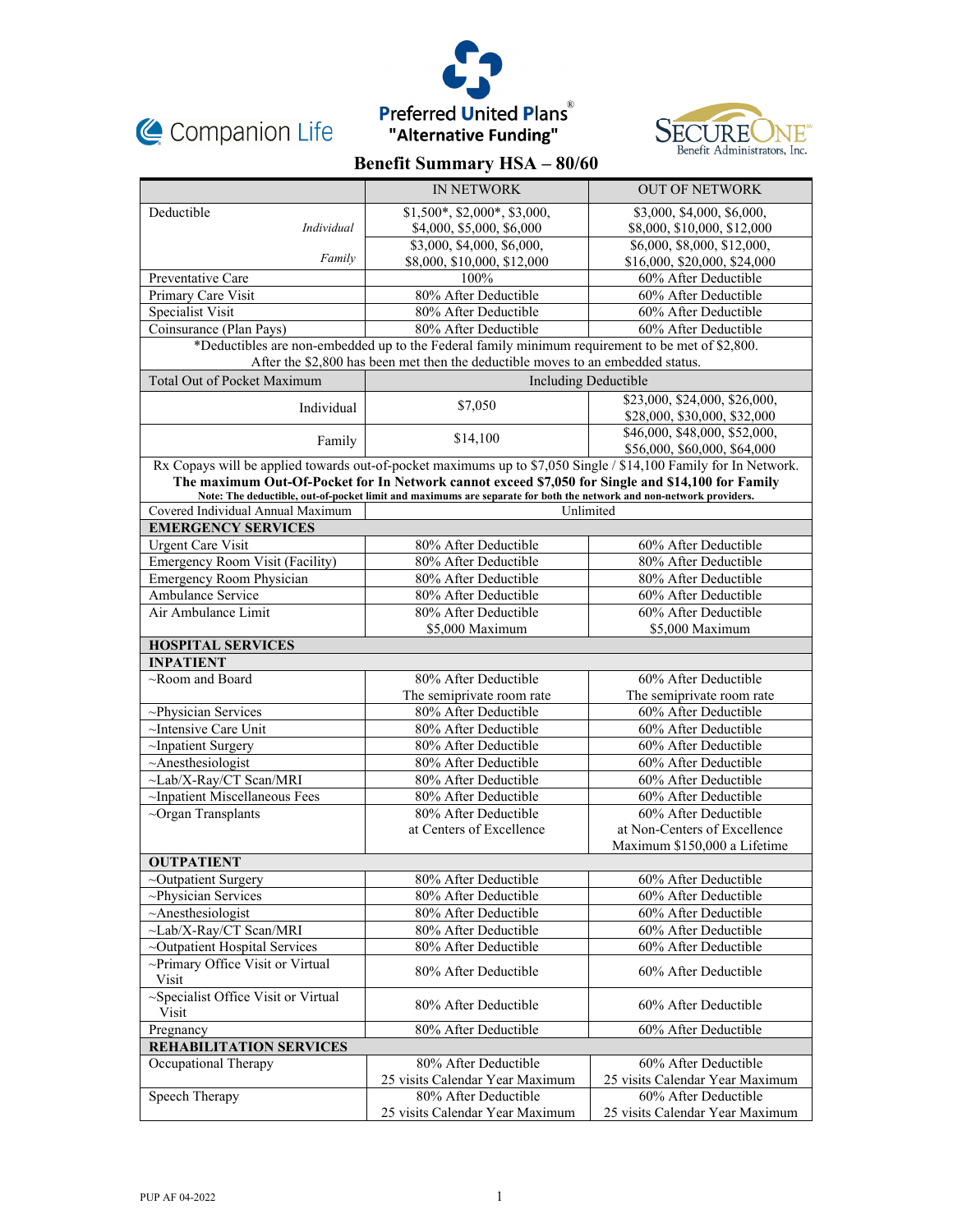Companion Life

Preferred United Plans®
"Alternative Funding"

SecureOne Benefit Administrators, Inc.

# Benefit Summary HSA – 80/60

| | IN NETWORK | OUT OF NETWORK |
|---|---|---|
| Deductible *Individual* | $1,500*, $2,000*, $3,000, $4,000, $5,000, $6,000 | $3,000, $4,000, $6,000, $8,000, $10,000, $12,000 |
| *Family* | $3,000, $4,000, $6,000, $8,000, $10,000, $12,000 | $6,000, $8,000, $12,000, $16,000, $20,000, $24,000 |
| Preventative Care | 100% | 60% After Deductible |
| Primary Care Visit | 80% After Deductible | 60% After Deductible |
| Specialist Visit | 80% After Deductible | 60% After Deductible |
| Coinsurance (Plan Pays) | 80% After Deductible | 60% After Deductible |
| *Deductibles are non-embedded up to the Federal family minimum requirement to be met of $2,800. After the $2,800 has been met then the deductible moves to an embedded status. | | |
| Total Out of Pocket Maximum | Including Deductible | |
| Individual | $7,050 | $23,000, $24,000, $26,000, $28,000, $30,000, $32,000 |
| Family | $14,100 | $46,000, $48,000, $52,000, $56,000, $60,000, $64,000 |
| Rx Copays will be applied towards out-of-pocket maximums up to $7,050 Single / $14,100 Family for In Network. **The maximum Out-Of-Pocket for In Network cannot exceed $7,050 for Single and $14,100 for Family** **Note: The deductible, out-of-pocket limit and maximums are separate for both the network and non-network providers.** | | |
| Covered Individual Annual Maximum | Unlimited | |
| **EMERGENCY SERVICES** | | |
| Urgent Care Visit | 80% After Deductible | 60% After Deductible |
| Emergency Room Visit (Facility) | 80% After Deductible | 80% After Deductible |
| Emergency Room Physician | 80% After Deductible | 80% After Deductible |
| Ambulance Service | 80% After Deductible | 60% After Deductible |
| Air Ambulance Limit | 80% After Deductible $5,000 Maximum | 60% After Deductible $5,000 Maximum |
| **HOSPITAL SERVICES** | | |
| **INPATIENT** | | |
| ~Room and Board | 80% After Deductible The semiprivate room rate | 60% After Deductible The semiprivate room rate |
| ~Physician Services | 80% After Deductible | 60% After Deductible |
| ~Intensive Care Unit | 80% After Deductible | 60% After Deductible |
| ~Inpatient Surgery | 80% After Deductible | 60% After Deductible |
| ~Anesthesiologist | 80% After Deductible | 60% After Deductible |
| ~Lab/X-Ray/CT Scan/MRI | 80% After Deductible | 60% After Deductible |
| ~Inpatient Miscellaneous Fees | 80% After Deductible | 60% After Deductible |
| ~Organ Transplants | 80% After Deductible at Centers of Excellence | 60% After Deductible at Non-Centers of Excellence Maximum $150,000 a Lifetime |
| **OUTPATIENT** | | |
| ~Outpatient Surgery | 80% After Deductible | 60% After Deductible |
| ~Physician Services | 80% After Deductible | 60% After Deductible |
| ~Anesthesiologist | 80% After Deductible | 60% After Deductible |
| ~Lab/X-Ray/CT Scan/MRI | 80% After Deductible | 60% After Deductible |
| ~Outpatient Hospital Services | 80% After Deductible | 60% After Deductible |
| ~Primary Office Visit or Virtual Visit | 80% After Deductible | 60% After Deductible |
| ~Specialist Office Visit or Virtual Visit | 80% After Deductible | 60% After Deductible |
| Pregnancy | 80% After Deductible | 60% After Deductible |
| **REHABILITATION SERVICES** | | |
| Occupational Therapy | 80% After Deductible 25 visits Calendar Year Maximum | 60% After Deductible 25 visits Calendar Year Maximum |
| Speech Therapy | 80% After Deductible 25 visits Calendar Year Maximum | 60% After Deductible 25 visits Calendar Year Maximum |

PUP AF 04-2022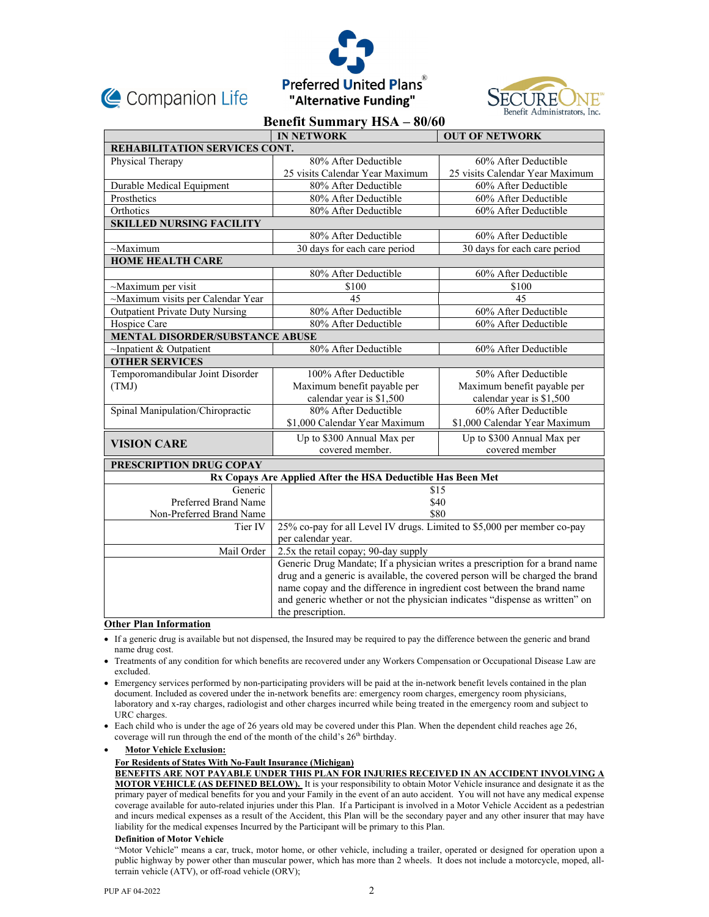Companion Life | Preferred United Plans® "Alternative Funding" | SecureOne Benefit Administrators, Inc.

# Benefit Summary HSA – 80/60

| | IN NETWORK | OUT OF NETWORK |
|---|---|---|
| **REHABILITATION SERVICES CONT.** | | |
| Physical Therapy | 80% After Deductible<br>25 visits Calendar Year Maximum | 60% After Deductible<br>25 visits Calendar Year Maximum |
| Durable Medical Equipment | 80% After Deductible | 60% After Deductible |
| Prosthetics | 80% After Deductible | 60% After Deductible |
| Orthotics | 80% After Deductible | 60% After Deductible |
| **SKILLED NURSING FACILITY** | | |
| | 80% After Deductible | 60% After Deductible |
| ~Maximum | 30 days for each care period | 30 days for each care period |
| **HOME HEALTH CARE** | | |
| | 80% After Deductible | 60% After Deductible |
| ~Maximum per visit | $100 | $100 |
| ~Maximum visits per Calendar Year | 45 | 45 |
| Outpatient Private Duty Nursing | 80% After Deductible | 60% After Deductible |
| Hospice Care | 80% After Deductible | 60% After Deductible |
| **MENTAL DISORDER/SUBSTANCE ABUSE** | | |
| ~Inpatient & Outpatient | 80% After Deductible | 60% After Deductible |
| **OTHER SERVICES** | | |
| Temporomandibular Joint Disorder (TMJ) | 100% After Deductible<br>Maximum benefit payable per calendar year is $1,500 | 50% After Deductible<br>Maximum benefit payable per calendar year is $1,500 |
| Spinal Manipulation/Chiropractic | 80% After Deductible<br>$1,000 Calendar Year Maximum | 60% After Deductible<br>$1,000 Calendar Year Maximum |
| **VISION CARE** | Up to $300 Annual Max per covered member. | Up to $300 Annual Max per covered member |

| **PRESCRIPTION DRUG COPAY** | |
|---|---|
| **Rx Copays Are Applied After the HSA Deductible Has Been Met** | |
| Generic<br>Preferred Brand Name<br>Non-Preferred Brand Name | $15<br>$40<br>$80 |
| Tier IV | 25% co-pay for all Level IV drugs. Limited to $5,000 per member co-pay per calendar year. |
| Mail Order | 2.5x the retail copay; 90-day supply |
| | Generic Drug Mandate; If a physician writes a prescription for a brand name drug and a generic is available, the covered person will be charged the brand name copay and the difference in ingredient cost between the brand name and generic whether or not the physician indicates "dispense as written" on the prescription. |

## Other Plan Information

- If a generic drug is available but not dispensed, the Insured may be required to pay the difference between the generic and brand name drug cost.
- Treatments of any condition for which benefits are recovered under any Workers Compensation or Occupational Disease Law are excluded.
- Emergency services performed by non-participating providers will be paid at the in-network benefit levels contained in the plan document. Included as covered under the in-network benefits are: emergency room charges, emergency room physicians, laboratory and x-ray charges, radiologist and other charges incurred while being treated in the emergency room and subject to URC charges.
- Each child who is under the age of 26 years old may be covered under this Plan. When the dependent child reaches age 26, coverage will run through the end of the month of the child's 26th birthday.
- **Motor Vehicle Exclusion:**

  **For Residents of States With No-Fault Insurance (Michigan)**

  **BENEFITS ARE NOT PAYABLE UNDER THIS PLAN FOR INJURIES RECEIVED IN AN ACCIDENT INVOLVING A MOTOR VEHICLE (AS DEFINED BELOW).** It is your responsibility to obtain Motor Vehicle insurance and designate it as the primary payer of medical benefits for you and your Family in the event of an auto accident. You will not have any medical expense coverage available for auto-related injuries under this Plan. If a Participant is involved in a Motor Vehicle Accident as a pedestrian and incurs medical expenses as a result of the Accident, this Plan will be the secondary payer and any other insurer that may have liability for the medical expenses Incurred by the Participant will be primary to this Plan.

  **Definition of Motor Vehicle**

  "Motor Vehicle" means a car, truck, motor home, or other vehicle, including a trailer, operated or designed for operation upon a public highway by power other than muscular power, which has more than 2 wheels. It does not include a motorcycle, moped, all-terrain vehicle (ATV), or off-road vehicle (ORV);

PUP AF 04-2022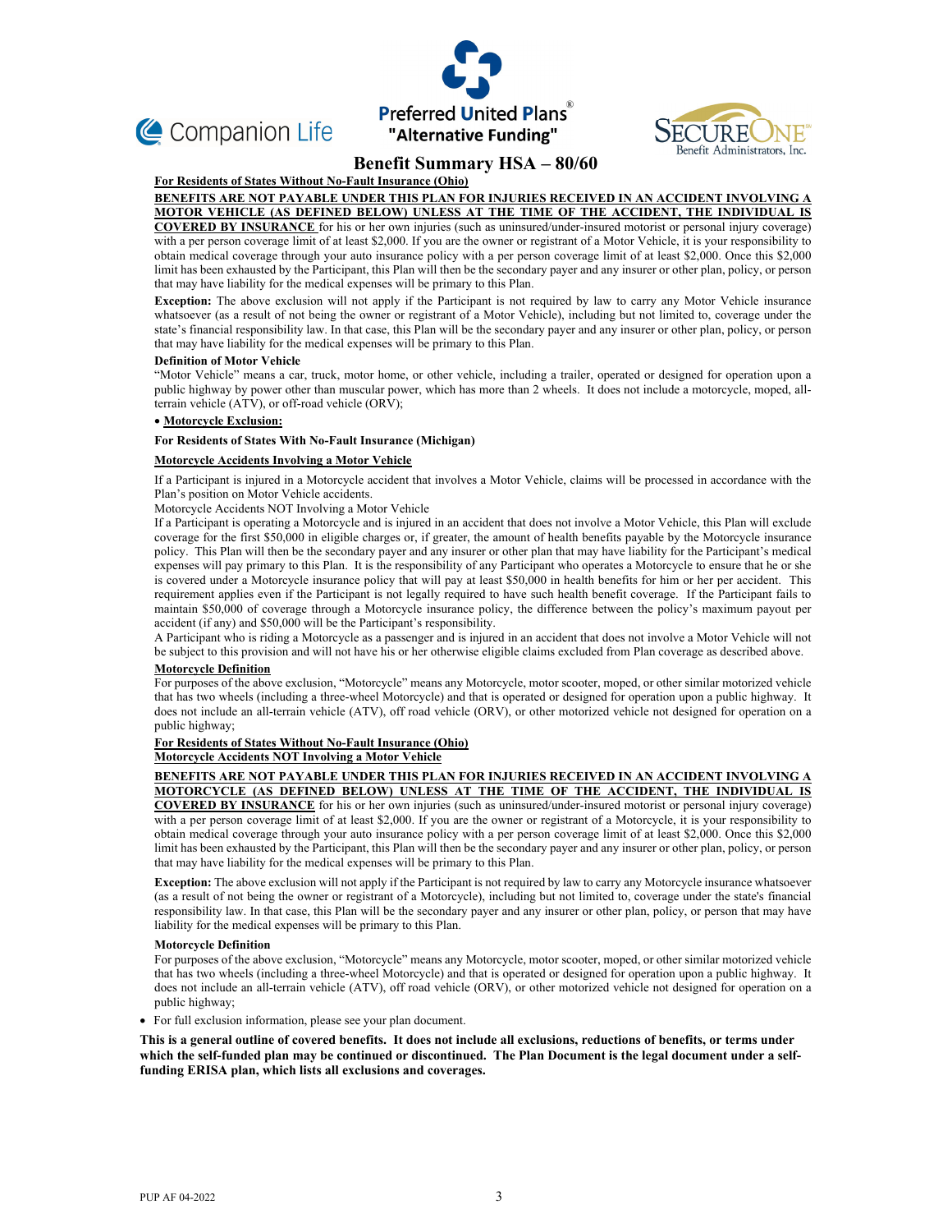Companion Life

Preferred United Plans®
"Alternative Funding"

SecureOne Benefit Administrators, Inc.

# Benefit Summary HSA – 80/60

**For Residents of States Without No-Fault Insurance (Ohio)**

**BENEFITS ARE NOT PAYABLE UNDER THIS PLAN FOR INJURIES RECEIVED IN AN ACCIDENT INVOLVING A MOTOR VEHICLE (AS DEFINED BELOW) UNLESS AT THE TIME OF THE ACCIDENT, THE INDIVIDUAL IS COVERED BY INSURANCE** for his or her own injuries (such as uninsured/under-insured motorist or personal injury coverage) with a per person coverage limit of at least $2,000. If you are the owner or registrant of a Motor Vehicle, it is your responsibility to obtain medical coverage through your auto insurance policy with a per person coverage limit of at least $2,000. Once this $2,000 limit has been exhausted by the Participant, this Plan will then be the secondary payer and any insurer or other plan, policy, or person that may have liability for the medical expenses will be primary to this Plan.

**Exception:** The above exclusion will not apply if the Participant is not required by law to carry any Motor Vehicle insurance whatsoever (as a result of not being the owner or registrant of a Motor Vehicle), including but not limited to, coverage under the state's financial responsibility law. In that case, this Plan will be the secondary payer and any insurer or other plan, policy, or person that may have liability for the medical expenses will be primary to this Plan.

**Definition of Motor Vehicle**

"Motor Vehicle" means a car, truck, motor home, or other vehicle, including a trailer, operated or designed for operation upon a public highway by power other than muscular power, which has more than 2 wheels. It does not include a motorcycle, moped, all-terrain vehicle (ATV), or off-road vehicle (ORV);

- **Motorcycle Exclusion:**

**For Residents of States With No-Fault Insurance (Michigan)**

**Motorcycle Accidents Involving a Motor Vehicle**

If a Participant is injured in a Motorcycle accident that involves a Motor Vehicle, claims will be processed in accordance with the Plan's position on Motor Vehicle accidents.

Motorcycle Accidents NOT Involving a Motor Vehicle

If a Participant is operating a Motorcycle and is injured in an accident that does not involve a Motor Vehicle, this Plan will exclude coverage for the first $50,000 in eligible charges or, if greater, the amount of health benefits payable by the Motorcycle insurance policy. This Plan will then be the secondary payer and any insurer or other plan that may have liability for the Participant's medical expenses will pay primary to this Plan. It is the responsibility of any Participant who operates a Motorcycle to ensure that he or she is covered under a Motorcycle insurance policy that will pay at least $50,000 in health benefits for him or her per accident. This requirement applies even if the Participant is not legally required to have such health benefit coverage. If the Participant fails to maintain $50,000 of coverage through a Motorcycle insurance policy, the difference between the policy's maximum payout per accident (if any) and $50,000 will be the Participant's responsibility.

A Participant who is riding a Motorcycle as a passenger and is injured in an accident that does not involve a Motor Vehicle will not be subject to this provision and will not have his or her otherwise eligible claims excluded from Plan coverage as described above.

**Motorcycle Definition**

For purposes of the above exclusion, "Motorcycle" means any Motorcycle, motor scooter, moped, or other similar motorized vehicle that has two wheels (including a three-wheel Motorcycle) and that is operated or designed for operation upon a public highway. It does not include an all-terrain vehicle (ATV), off road vehicle (ORV), or other motorized vehicle not designed for operation on a public highway;

**For Residents of States Without No-Fault Insurance (Ohio)**
**Motorcycle Accidents NOT Involving a Motor Vehicle**

**BENEFITS ARE NOT PAYABLE UNDER THIS PLAN FOR INJURIES RECEIVED IN AN ACCIDENT INVOLVING A MOTORCYCLE (AS DEFINED BELOW) UNLESS AT THE TIME OF THE ACCIDENT, THE INDIVIDUAL IS COVERED BY INSURANCE** for his or her own injuries (such as uninsured/under-insured motorist or personal injury coverage) with a per person coverage limit of at least $2,000. If you are the owner or registrant of a Motorcycle, it is your responsibility to obtain medical coverage through your auto insurance policy with a per person coverage limit of at least $2,000. Once this $2,000 limit has been exhausted by the Participant, this Plan will then be the secondary payer and any insurer or other plan, policy, or person that may have liability for the medical expenses will be primary to this Plan.

**Exception:** The above exclusion will not apply if the Participant is not required by law to carry any Motorcycle insurance whatsoever (as a result of not being the owner or registrant of a Motorcycle), including but not limited to, coverage under the state's financial responsibility law. In that case, this Plan will be the secondary payer and any insurer or other plan, policy, or person that may have liability for the medical expenses will be primary to this Plan.

**Motorcycle Definition**

For purposes of the above exclusion, "Motorcycle" means any Motorcycle, motor scooter, moped, or other similar motorized vehicle that has two wheels (including a three-wheel Motorcycle) and that is operated or designed for operation upon a public highway. It does not include an all-terrain vehicle (ATV), off road vehicle (ORV), or other motorized vehicle not designed for operation on a public highway;

- For full exclusion information, please see your plan document.

**This is a general outline of covered benefits. It does not include all exclusions, reductions of benefits, or terms under which the self-funded plan may be continued or discontinued. The Plan Document is the legal document under a self-funding ERISA plan, which lists all exclusions and coverages.**

PUP AF 04-2022